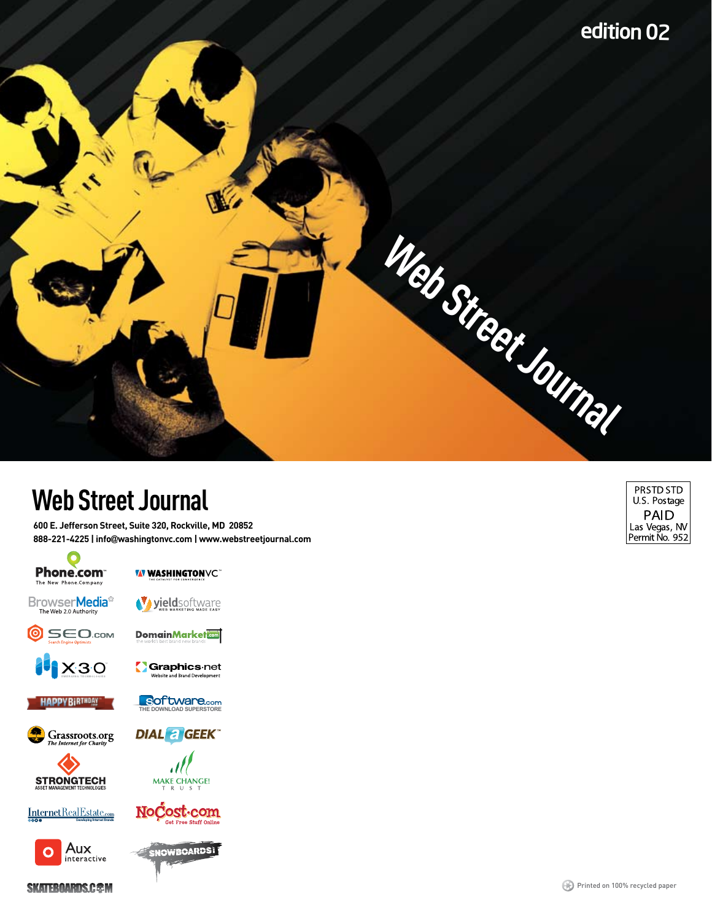edition 02

# Web Street Journal

## Web Street Journal

**600 E. Jefferson Street, Suite 320, Rockville, MD 20852**
**888-221-4225 | info@washingtonvc.com | www.webstreetjournal.com**

PRSTD STD
U.S. Postage
PAID
Las Vegas, NV
Permit No. 952

- Phone.com — The New Phone Company
- WASHINGTONVC — The Catalyst for Convergence
- BrowserMedia — The Web 2.0 Authority
- yieldsoftware — Web Marketing Made Easy
- SEO.com — Search Engine Optimists
- DomainMarket.com — the world's best brand new brands
- X30 — Emerging Technologies
- Graphics.net — Website and Brand Development
- HAPPYBIRTHDAY
- Software.com — The Download Superstore
- Grassroots.org — The Internet for Charity
- DIAL a GEEK
- STRONGTECH — Asset Management Technologies
- MAKE CHANGE! TRUST
- InternetRealEstate.com — Developing Internet Brands
- NoCost.com — Get Free Stuff Online
- Aux interactive
- SNOWBOARDS!
- SKATEBOARDS.COM

Printed on 100% recycled paper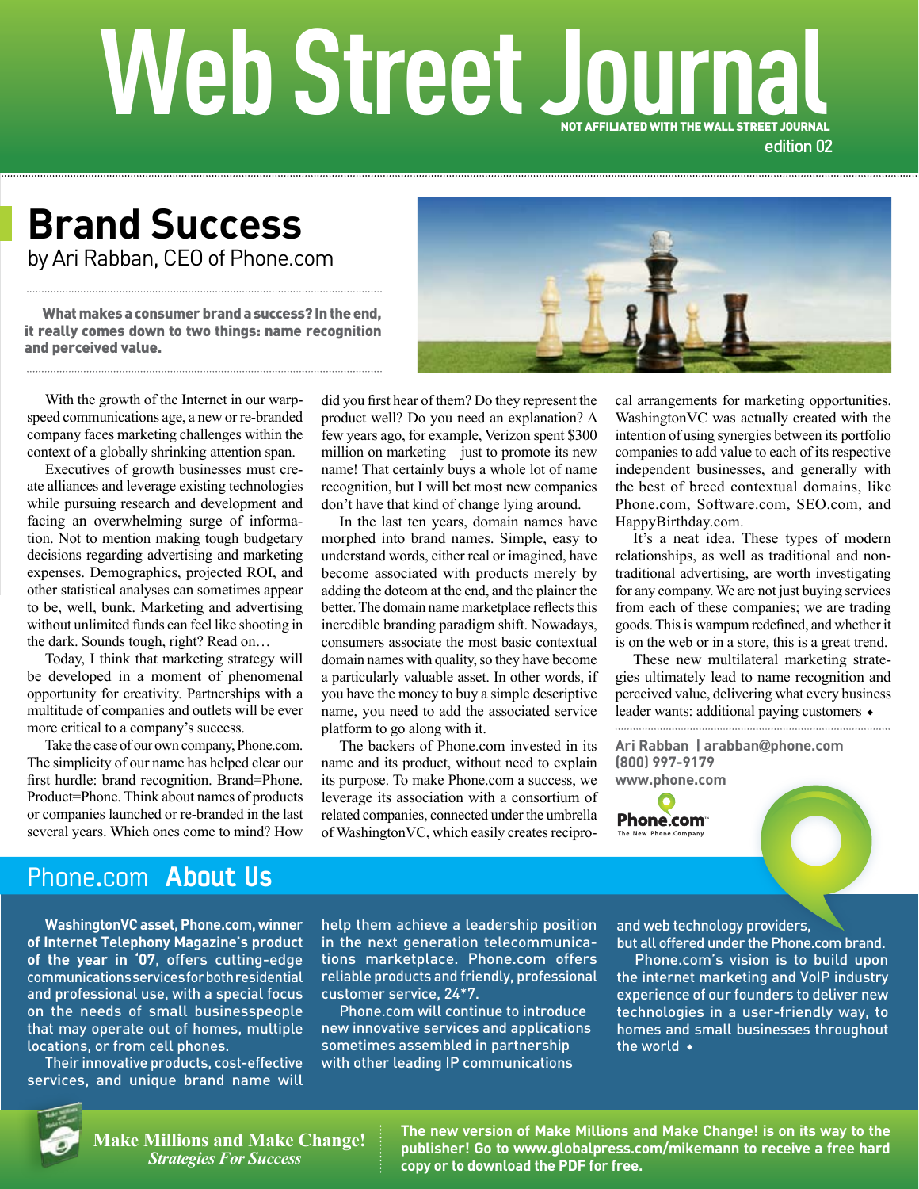# Web Street Journal

NOT AFFILIATED WITH THE WALL STREET JOURNAL

edition 02

## Brand Success

by Ari Rabban, CEO of Phone.com

**What makes a consumer brand a success? In the end, it really comes down to two things: name recognition and perceived value.**

With the growth of the Internet in our warp-speed communications age, a new or re-branded company faces marketing challenges within the context of a globally shrinking attention span.

Executives of growth businesses must create alliances and leverage existing technologies while pursuing research and development and facing an overwhelming surge of information. Not to mention making tough budgetary decisions regarding advertising and marketing expenses. Demographics, projected ROI, and other statistical analyses can sometimes appear to be, well, bunk. Marketing and advertising without unlimited funds can feel like shooting in the dark. Sounds tough, right? Read on…

Today, I think that marketing strategy will be developed in a moment of phenomenal opportunity for creativity. Partnerships with a multitude of companies and outlets will be ever more critical to a company's success.

Take the case of our own company, Phone.com. The simplicity of our name has helped clear our first hurdle: brand recognition. Brand=Phone. Product=Phone. Think about names of products or companies launched or re-branded in the last several years. Which ones come to mind? How did you first hear of them? Do they represent the product well? Do you need an explanation? A few years ago, for example, Verizon spent $300 million on marketing—just to promote its new name! That certainly buys a whole lot of name recognition, but I will bet most new companies don't have that kind of change lying around.

In the last ten years, domain names have morphed into brand names. Simple, easy to understand words, either real or imagined, have become associated with products merely by adding the dotcom at the end, and the plainer the better. The domain name marketplace reflects this incredible branding paradigm shift. Nowadays, consumers associate the most basic contextual domain names with quality, so they have become a particularly valuable asset. In other words, if you have the money to buy a simple descriptive name, you need to add the associated service platform to go along with it.

The backers of Phone.com invested in its name and its product, without need to explain its purpose. To make Phone.com a success, we leverage its association with a consortium of related companies, connected under the umbrella of WashingtonVC, which easily creates reciprocal arrangements for marketing opportunities. WashingtonVC was actually created with the intention of using synergies between its portfolio companies to add value to each of its respective independent businesses, and generally with the best of breed contextual domains, like Phone.com, Software.com, SEO.com, and HappyBirthday.com.

It's a neat idea. These types of modern relationships, as well as traditional and non-traditional advertising, are worth investigating for any company. We are not just buying services from each of these companies; we are trading goods. This is wampum redefined, and whether it is on the web or in a store, this is a great trend.

These new multilateral marketing strategies ultimately lead to name recognition and perceived value, delivering what every business leader wants: additional paying customers ◆

**Ari Rabban | arabban@phone.com**
**(800) 997-9179**
**www.phone.com**

Phone.com™ The New Phone.Company

## Phone.com About Us

**WashingtonVC asset, Phone.com, winner of Internet Telephony Magazine's product of the year in '07**, offers cutting-edge communications services for both residential and professional use, with a special focus on the needs of small businesspeople that may operate out of homes, multiple locations, or from cell phones.

Their innovative products, cost-effective services, and unique brand name will help them achieve a leadership position in the next generation telecommunications marketplace. Phone.com offers reliable products and friendly, professional customer service, 24*7.

Phone.com will continue to introduce new innovative services and applications sometimes assembled in partnership with other leading IP communications and web technology providers, but all offered under the Phone.com brand.

Phone.com's vision is to build upon the internet marketing and VoIP industry experience of our founders to deliver new technologies in a user-friendly way, to homes and small businesses throughout the world ◆

**Make Millions and Make Change!**
*Strategies For Success*

**The new version of Make Millions and Make Change! is on its way to the publisher! Go to www.globalpress.com/mikemann to receive a free hard copy or to download the PDF for free.**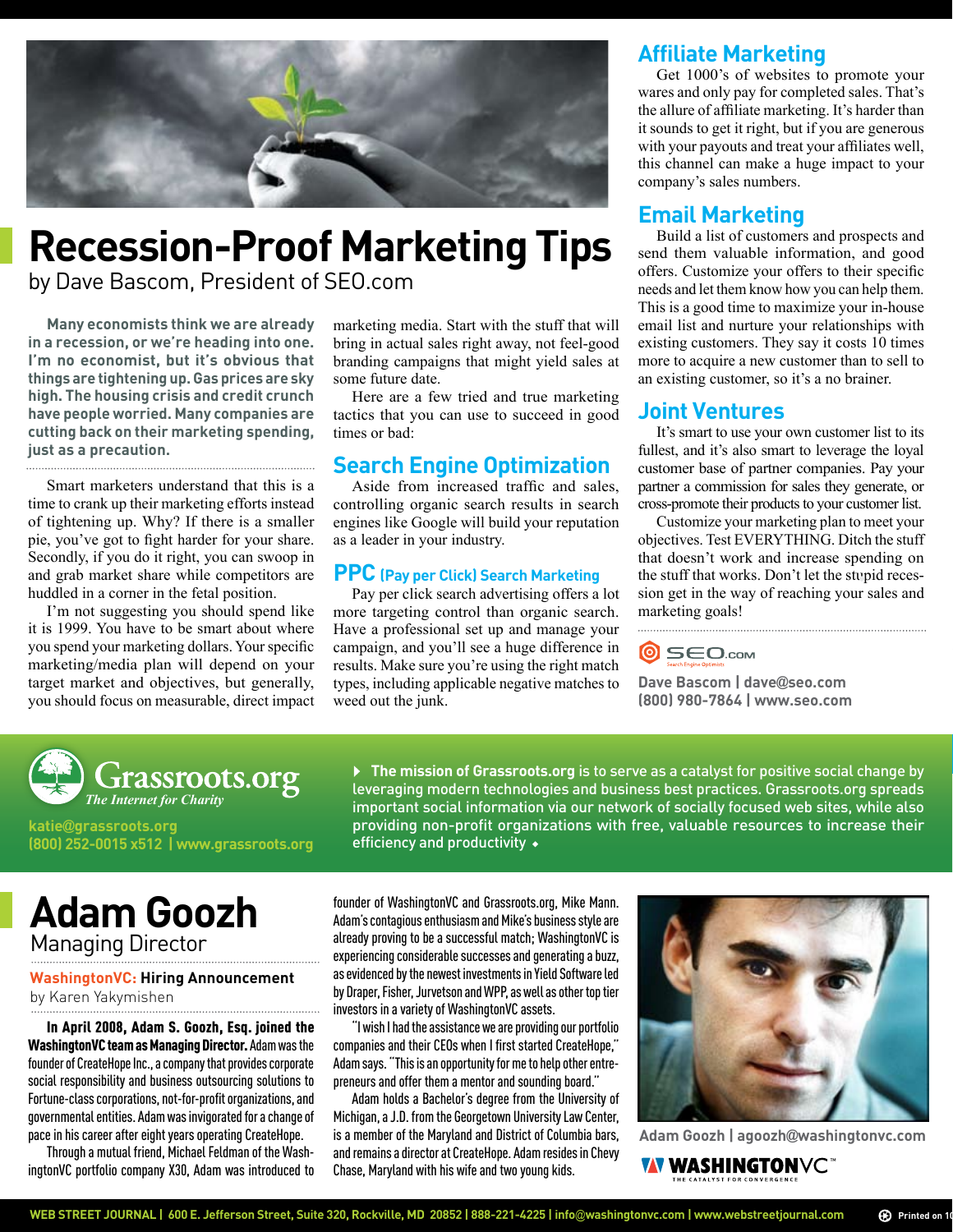# Recession-Proof Marketing Tips

by Dave Bascom, President of SEO.com

**Many economists think we are already in a recession, or we're heading into one. I'm no economist, but it's obvious that things are tightening up. Gas prices are sky high. The housing crisis and credit crunch have people worried. Many companies are cutting back on their marketing spending, just as a precaution.**

Smart marketers understand that this is a time to crank up their marketing efforts instead of tightening up. Why? If there is a smaller pie, you've got to fight harder for your share. Secondly, if you do it right, you can swoop in and grab market share while competitors are huddled in a corner in the fetal position.

I'm not suggesting you should spend like it is 1999. You have to be smart about where you spend your marketing dollars. Your specific marketing/media plan will depend on your target market and objectives, but generally, you should focus on measurable, direct impact marketing media. Start with the stuff that will bring in actual sales right away, not feel-good branding campaigns that might yield sales at some future date.

Here are a few tried and true marketing tactics that you can use to succeed in good times or bad:

## Search Engine Optimization

Aside from increased traffic and sales, controlling organic search results in search engines like Google will build your reputation as a leader in your industry.

## PPC (Pay per Click) Search Marketing

Pay per click search advertising offers a lot more targeting control than organic search. Have a professional set up and manage your campaign, and you'll see a huge difference in results. Make sure you're using the right match types, including applicable negative matches to weed out the junk.

## Affiliate Marketing

Get 1000's of websites to promote your wares and only pay for completed sales. That's the allure of affiliate marketing. It's harder than it sounds to get it right, but if you are generous with your payouts and treat your affiliates well, this channel can make a huge impact to your company's sales numbers.

## Email Marketing

Build a list of customers and prospects and send them valuable information, and good offers. Customize your offers to their specific needs and let them know how you can help them. This is a good time to maximize your in-house email list and nurture your relationships with existing customers. They say it costs 10 times more to acquire a new customer than to sell to an existing customer, so it's a no brainer.

## Joint Ventures

It's smart to use your own customer list to its fullest, and it's also smart to leverage the loyal customer base of partner companies. Pay your partner a commission for sales they generate, or cross-promote their products to your customer list.

Customize your marketing plan to meet your objectives. Test EVERYTHING. Ditch the stuff that doesn't work and increase spending on the stuff that works. Don't let the stupid recession get in the way of reaching your sales and marketing goals!

SEO.com – Search Engine Optimization

**Dave Bascom | dave@seo.com**
**(800) 980-7864 | www.seo.com**

---

**Grassroots.org** – *The Internet for Charity*

katie@grassroots.org
(800) 252-0015 x512 | www.grassroots.org

**The mission of Grassroots.org** is to serve as a catalyst for positive social change by leveraging modern technologies and business best practices. Grassroots.org spreads important social information via our network of socially focused web sites, while also providing non-profit organizations with free, valuable resources to increase their efficiency and productivity

---

# Adam Goozh

## Managing Director

**WashingtonVC: Hiring Announcement**

by Karen Yakymishen

**In April 2008, Adam S. Goozh, Esq. joined the WashingtonVC team as Managing Director.** Adam was the founder of CreateHope Inc., a company that provides corporate social responsibility and business outsourcing solutions to Fortune-class corporations, not-for-profit organizations, and governmental entities. Adam was invigorated for a change of pace in his career after eight years operating CreateHope.

Through a mutual friend, Michael Feldman of the WashingtonVC portfolio company X30, Adam was introduced to founder of WashingtonVC and Grassroots.org, Mike Mann. Adam's contagious enthusiasm and Mike's business style are already proving to be a successful match; WashingtonVC is experiencing considerable successes and generating a buzz, as evidenced by the newest investments in Yield Software led by Draper, Fisher, Jurvetson and WPP, as well as other top tier investors in a variety of WashingtonVC assets.

"I wish I had the assistance we are providing our portfolio companies and their CEOs when I first started CreateHope," Adam says. "This is an opportunity for me to help other entrepreneurs and offer them a mentor and sounding board."

Adam holds a Bachelor's degree from the University of Michigan, a J.D. from the Georgetown University Law Center, is a member of the Maryland and District of Columbia bars, and remains a director at CreateHope. Adam resides in Chevy Chase, Maryland with his wife and two young kids.

**Adam Goozh | agoozh@washingtonvc.com**

WASHINGTONVC™ – THE CATALYST FOR CONVERGENCE

WEB STREET JOURNAL | 600 E. Jefferson Street, Suite 320, Rockville, MD 20852 | 888-221-4225 | info@washingtonvc.com | www.webstreetjournal.com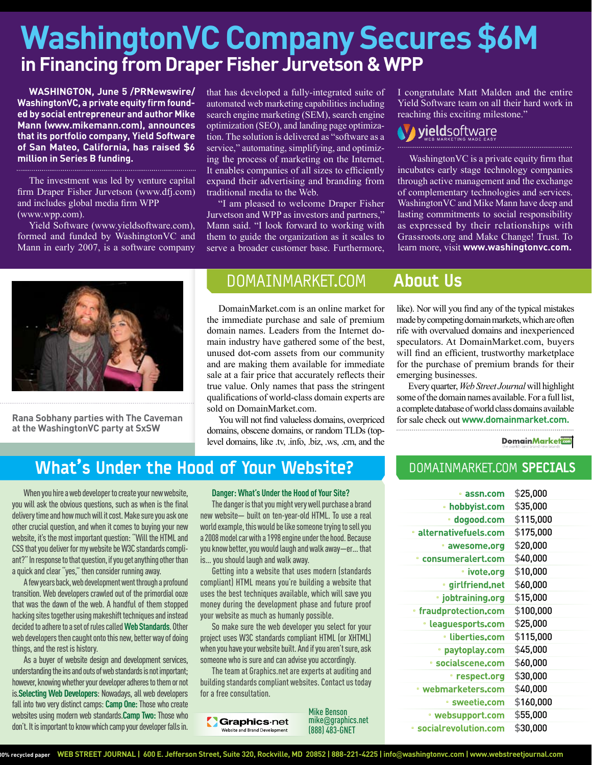# WashingtonVC Company Secures $6M

## in Financing from Draper Fisher Jurvetson & WPP

**WASHINGTON, June 5 /PRNewswire/ WashingtonVC, a private equity firm founded by social entrepreneur and author Mike Mann (www.mikemann.com), announces that its portfolio company, Yield Software of San Mateo, California, has raised $6 million in Series B funding.**

The investment was led by venture capital firm Draper Fisher Jurvetson (www.dfj.com) and includes global media firm WPP (www.wpp.com).

Yield Software (www.yieldsoftware.com), formed and funded by WashingtonVC and Mann in early 2007, is a software company that has developed a fully-integrated suite of automated web marketing capabilities including search engine marketing (SEM), search engine optimization (SEO), and landing page optimization. The solution is delivered as "software as a service," automating, simplifying, and optimizing the process of marketing on the Internet. It enables companies of all sizes to efficiently expand their advertising and branding from traditional media to the Web.

"I am pleased to welcome Draper Fisher Jurvetson and WPP as investors and partners," Mann said. "I look forward to working with them to guide the organization as it scales to serve a broader customer base. Furthermore, I congratulate Matt Malden and the entire Yield Software team on all their hard work in reaching this exciting milestone."

yieldsoftware
WEB MARKETING MADE EASY

WashingtonVC is a private equity firm that incubates early stage technology companies through active management and the exchange of complementary technologies and services. WashingtonVC and Mike Mann have deep and lasting commitments to social responsibility as expressed by their relationships with Grassroots.org and Make Change! Trust. To learn more, visit **www.washingtonvc.com.**

Rana Sobhany parties with The Caveman at the WashingtonVC party at SxSW

## DOMAINMARKET.COM About Us

DomainMarket.com is an online market for the immediate purchase and sale of premium domain names. Leaders from the Internet domain industry have gathered some of the best, unused dot-com assets from our community and are making them available for immediate sale at a fair price that accurately reflects their true value. Only names that pass the stringent qualifications of world-class domain experts are sold on DomainMarket.com.

You will not find valueless domains, overpriced domains, obscene domains, or random TLDs (top-level domains, like .tv, .info, .biz, .ws, .cm, and the like). Nor will you find any of the typical mistakes made by competing domain markets, which are often rife with overvalued domains and inexperienced speculators. At DomainMarket.com, buyers will find an efficient, trustworthy marketplace for the purchase of premium brands for their emerging businesses.

Every quarter, *Web Street Journal* will highlight some of the domain names available. For a full list, a complete database of world class domains available for sale check out **www.domainmarket.com.**

DomainMarket.com
the world's best brand new brands

## What's Under the Hood of Your Website?

When you hire a web developer to create your new website, you will ask the obvious questions, such as when is the final delivery time and how much will it cost. Make sure you ask one other crucial question, and when it comes to buying your new website, it's the most important question: "Will the HTML and CSS that you deliver for my website be W3C standards compliant?" In response to that question, if you get anything other than a quick and clear "yes," then consider running away.

A few years back, web development went through a profound transition. Web developers crawled out of the primordial ooze that was the dawn of the web. A handful of them stopped hacking sites together using makeshift techniques and instead decided to adhere to a set of rules called **Web Standards**. Other web developers then caught onto this new, better way of doing things, and the rest is history.

As a buyer of website design and development services, understanding the ins and outs of web standards is not important; however, knowing whether your developer adheres to them or not is.**Selecting Web Developers**: Nowadays, all web developers fall into two very distinct camps: **Camp One:** Those who create websites using modern web standards.**Camp Two:** Those who don't. It is important to know which camp your developer falls in.

**Danger: What's Under the Hood of Your Site?**

The danger is that you might very well purchase a brand new website— built on ten-year-old HTML. To use a real world example, this would be like someone trying to sell you a 2008 model car with a 1998 engine under the hood. Because you know better, you would laugh and walk away—er... that is... you should laugh and walk away.

Getting into a website that uses modern (standards compliant) HTML means you're building a website that uses the best techniques available, which will save you money during the development phase and future proof your website as much as humanly possible.

So make sure the web developer you select for your project uses W3C standards compliant HTML (or XHTML) when you have your website built. And if you aren't sure, ask someone who is sure and can advise you accordingly.

The team at Graphics.net are experts at auditing and building standards compliant websites. Contact us today for a free consultation.

Graphics.net
Website and Brand Development

Mike Benson
mike@graphics.net
(888) 483-GNET

## DOMAINMARKET.COM SPECIALS

| | |
|---|---|
| assn.com | $25,000 |
| hobbyist.com | $35,000 |
| dogood.com | $115,000 |
| alternativefuels.com | $175,000 |
| awesome.org | $20,000 |
| consumeralert.com | $40,000 |
| ivote.org | $10,000 |
| girlfriend.net | $60,000 |
| jobtraining.org | $15,000 |
| fraudprotection.com | $100,000 |
| leaguesports.com | $25,000 |
| liberties.com | $115,000 |
| paytoplay.com | $45,000 |
| socialscene.com | $60,000 |
| respect.org | $30,000 |
| webmarketers.com | $40,000 |
| sweetie.com | $160,000 |
| websupport.com | $55,000 |
| socialrevolution.com | $30,000 |

100% recycled paper WEB STREET JOURNAL | 600 E. Jefferson Street, Suite 320, Rockville, MD 20852 | 888-221-4225 | info@washingtonvc.com | www.webstreetjournal.com